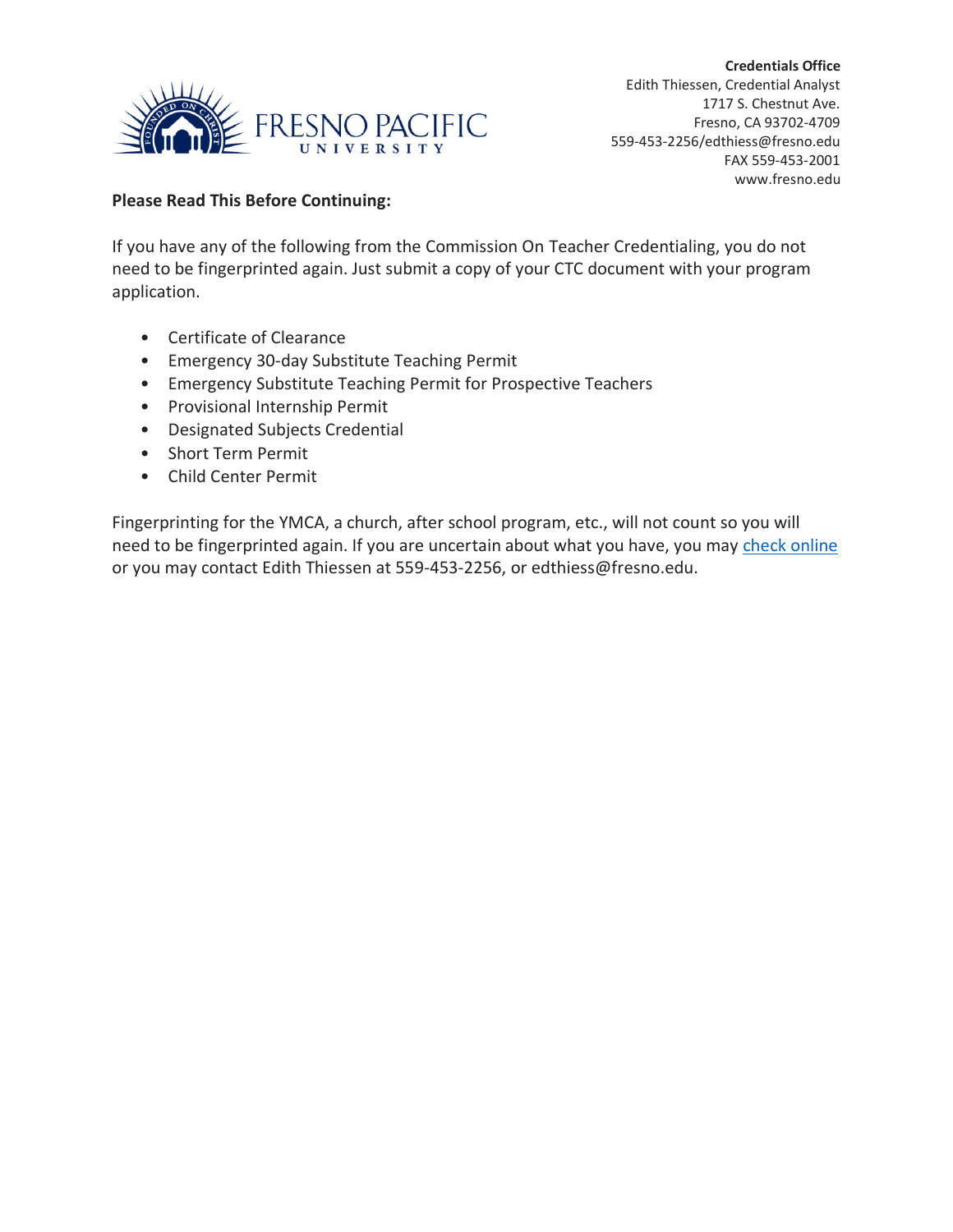**Credentials Office**
Edith Thiessen, Credential Analyst
1717 S. Chestnut Ave.
Fresno, CA 93702-4709
559-453-2256/edthiess@fresno.edu
FAX 559-453-2001
www.fresno.edu

**Please Read This Before Continuing:**

If you have any of the following from the Commission On Teacher Credentialing, you do not need to be fingerprinted again. Just submit a copy of your CTC document with your program application.

- Certificate of Clearance
- Emergency 30-day Substitute Teaching Permit
- Emergency Substitute Teaching Permit for Prospective Teachers
- Provisional Internship Permit
- Designated Subjects Credential
- Short Term Permit
- Child Center Permit

Fingerprinting for the YMCA, a church, after school program, etc., will not count so you will need to be fingerprinted again. If you are uncertain about what you have, you may check online or you may contact Edith Thiessen at 559-453-2256, or edthiess@fresno.edu.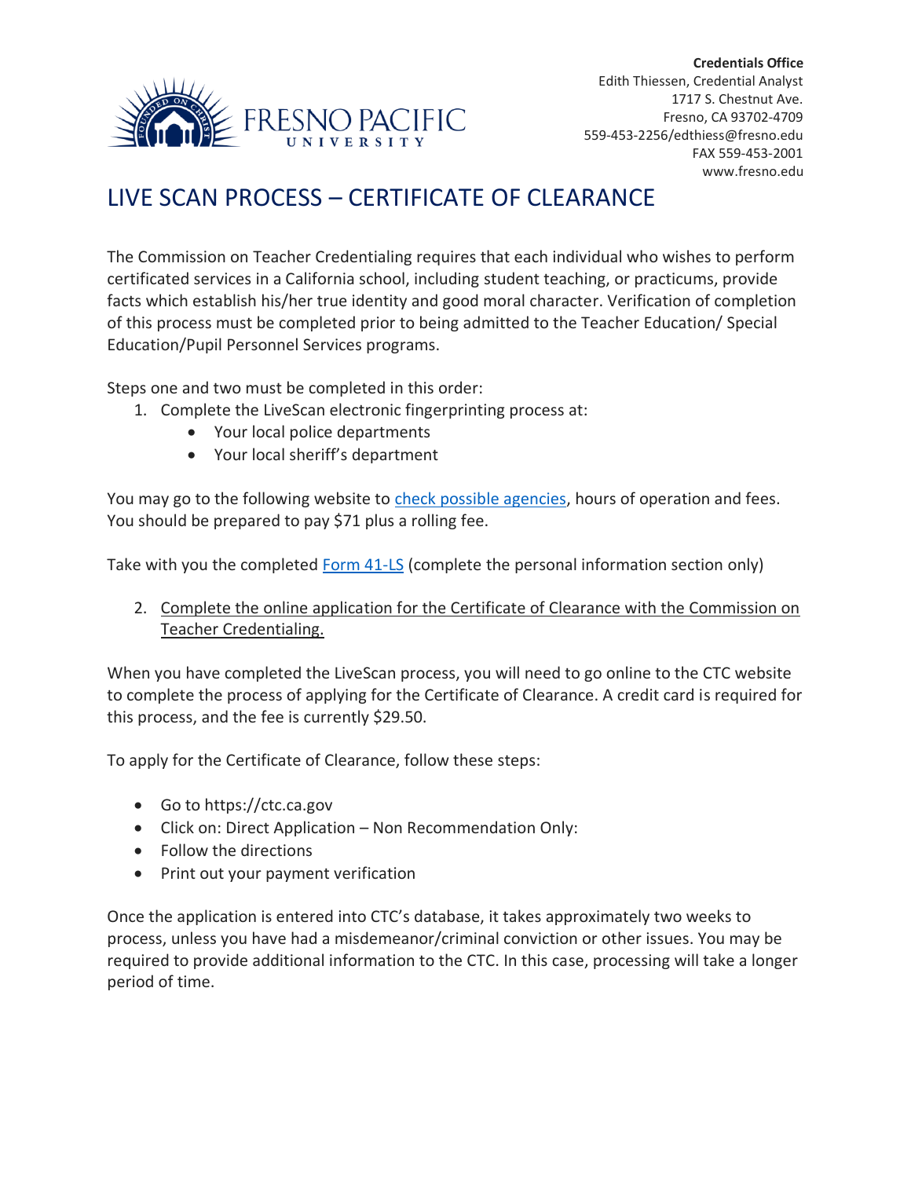**Credentials Office**
Edith Thiessen, Credential Analyst
1717 S. Chestnut Ave.
Fresno, CA 93702-4709
559-453-2256/edthiess@fresno.edu
FAX 559-453-2001
www.fresno.edu

# LIVE SCAN PROCESS – CERTIFICATE OF CLEARANCE

The Commission on Teacher Credentialing requires that each individual who wishes to perform certificated services in a California school, including student teaching, or practicums, provide facts which establish his/her true identity and good moral character. Verification of completion of this process must be completed prior to being admitted to the Teacher Education/ Special Education/Pupil Personnel Services programs.

Steps one and two must be completed in this order:

1. Complete the LiveScan electronic fingerprinting process at:
   - Your local police departments
   - Your local sheriff's department

You may go to the following website to check possible agencies, hours of operation and fees. You should be prepared to pay $71 plus a rolling fee.

Take with you the completed Form 41-LS (complete the personal information section only)

2. Complete the online application for the Certificate of Clearance with the Commission on Teacher Credentialing.

When you have completed the LiveScan process, you will need to go online to the CTC website to complete the process of applying for the Certificate of Clearance. A credit card is required for this process, and the fee is currently $29.50.

To apply for the Certificate of Clearance, follow these steps:

- Go to https://ctc.ca.gov
- Click on: Direct Application – Non Recommendation Only:
- Follow the directions
- Print out your payment verification

Once the application is entered into CTC's database, it takes approximately two weeks to process, unless you have had a misdemeanor/criminal conviction or other issues. You may be required to provide additional information to the CTC. In this case, processing will take a longer period of time.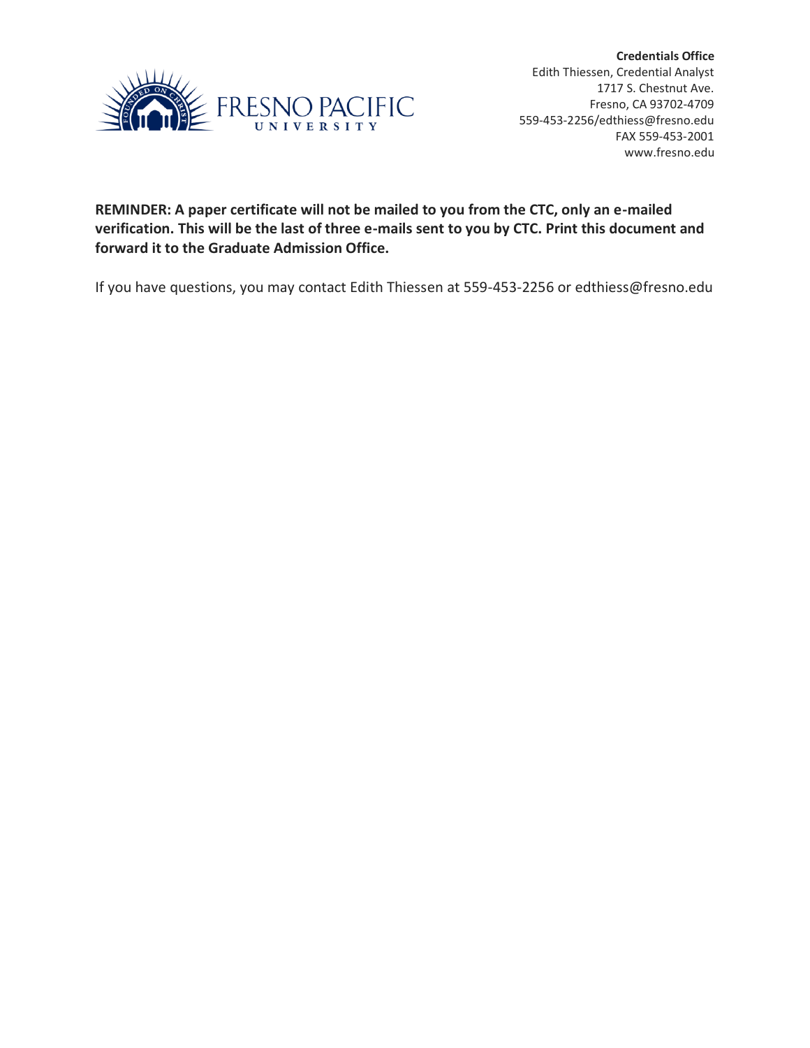**Credentials Office**
Edith Thiessen, Credential Analyst
1717 S. Chestnut Ave.
Fresno, CA 93702-4709
559-453-2256/edthiess@fresno.edu
FAX 559-453-2001
www.fresno.edu

**REMINDER: A paper certificate will not be mailed to you from the CTC, only an e-mailed verification. This will be the last of three e-mails sent to you by CTC. Print this document and forward it to the Graduate Admission Office.**

If you have questions, you may contact Edith Thiessen at 559-453-2256 or edthiess@fresno.edu